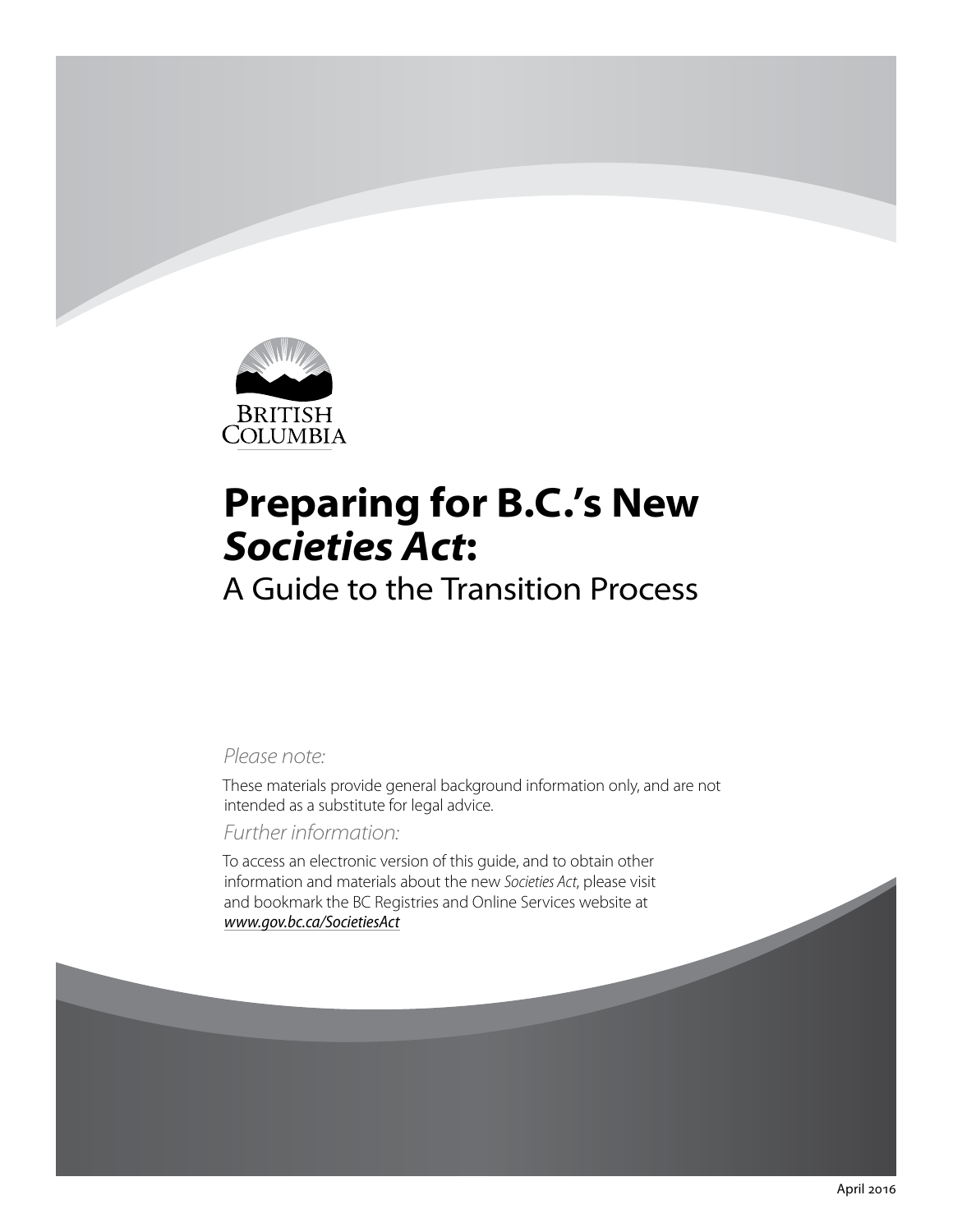BRITISH COLUMBIA

# Preparing for B.C.'s New *Societies Act*:

## A Guide to the Transition Process

*Please note:*

These materials provide general background information only, and are not intended as a substitute for legal advice.

*Further information:*

To access an electronic version of this guide, and to obtain other information and materials about the new *Societies Act*, please visit and bookmark the BC Registries and Online Services website at *www.gov.bc.ca/SocietiesAct*

April 2016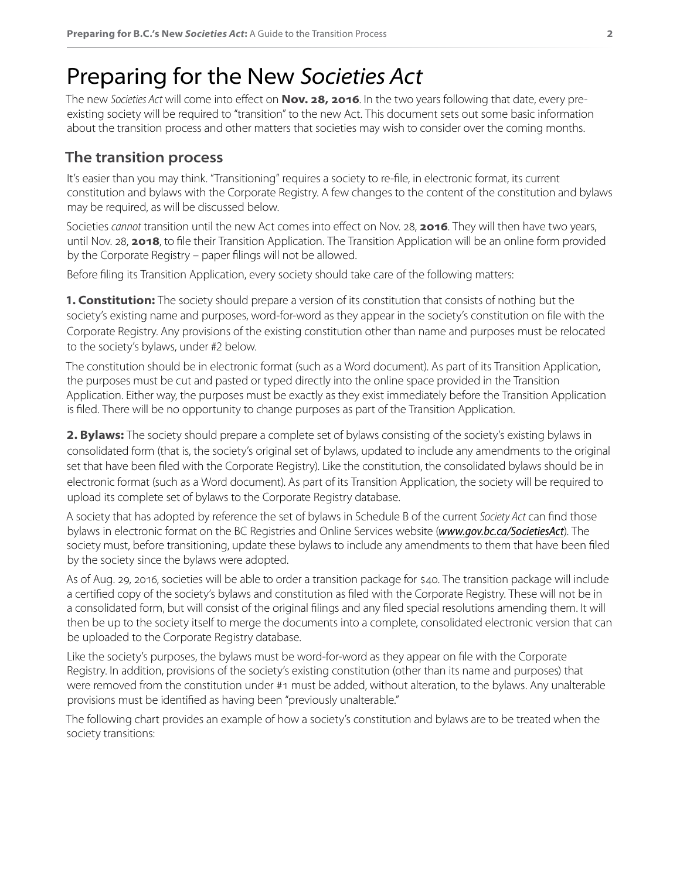# Preparing for the New *Societies Act*

The new *Societies Act* will come into effect on **Nov. 28, 2016**. In the two years following that date, every pre-existing society will be required to "transition" to the new Act. This document sets out some basic information about the transition process and other matters that societies may wish to consider over the coming months.

## The transition process

It's easier than you may think. "Transitioning" requires a society to re-file, in electronic format, its current constitution and bylaws with the Corporate Registry. A few changes to the content of the constitution and bylaws may be required, as will be discussed below.

Societies *cannot* transition until the new Act comes into effect on Nov. 28, **2016**. They will then have two years, until Nov. 28, **2018**, to file their Transition Application. The Transition Application will be an online form provided by the Corporate Registry – paper filings will not be allowed.

Before filing its Transition Application, every society should take care of the following matters:

**1. Constitution:** The society should prepare a version of its constitution that consists of nothing but the society's existing name and purposes, word-for-word as they appear in the society's constitution on file with the Corporate Registry. Any provisions of the existing constitution other than name and purposes must be relocated to the society's bylaws, under #2 below.

The constitution should be in electronic format (such as a Word document). As part of its Transition Application, the purposes must be cut and pasted or typed directly into the online space provided in the Transition Application. Either way, the purposes must be exactly as they exist immediately before the Transition Application is filed. There will be no opportunity to change purposes as part of the Transition Application.

**2. Bylaws:** The society should prepare a complete set of bylaws consisting of the society's existing bylaws in consolidated form (that is, the society's original set of bylaws, updated to include any amendments to the original set that have been filed with the Corporate Registry). Like the constitution, the consolidated bylaws should be in electronic format (such as a Word document). As part of its Transition Application, the society will be required to upload its complete set of bylaws to the Corporate Registry database.

A society that has adopted by reference the set of bylaws in Schedule B of the current *Society Act* can find those bylaws in electronic format on the BC Registries and Online Services website (***www.gov.bc.ca/SocietiesAct***). The society must, before transitioning, update these bylaws to include any amendments to them that have been filed by the society since the bylaws were adopted.

As of Aug. 29, 2016, societies will be able to order a transition package for $40. The transition package will include a certified copy of the society's bylaws and constitution as filed with the Corporate Registry. These will not be in a consolidated form, but will consist of the original filings and any filed special resolutions amending them. It will then be up to the society itself to merge the documents into a complete, consolidated electronic version that can be uploaded to the Corporate Registry database.

Like the society's purposes, the bylaws must be word-for-word as they appear on file with the Corporate Registry. In addition, provisions of the society's existing constitution (other than its name and purposes) that were removed from the constitution under #1 must be added, without alteration, to the bylaws. Any unalterable provisions must be identified as having been "previously unalterable."

The following chart provides an example of how a society's constitution and bylaws are to be treated when the society transitions: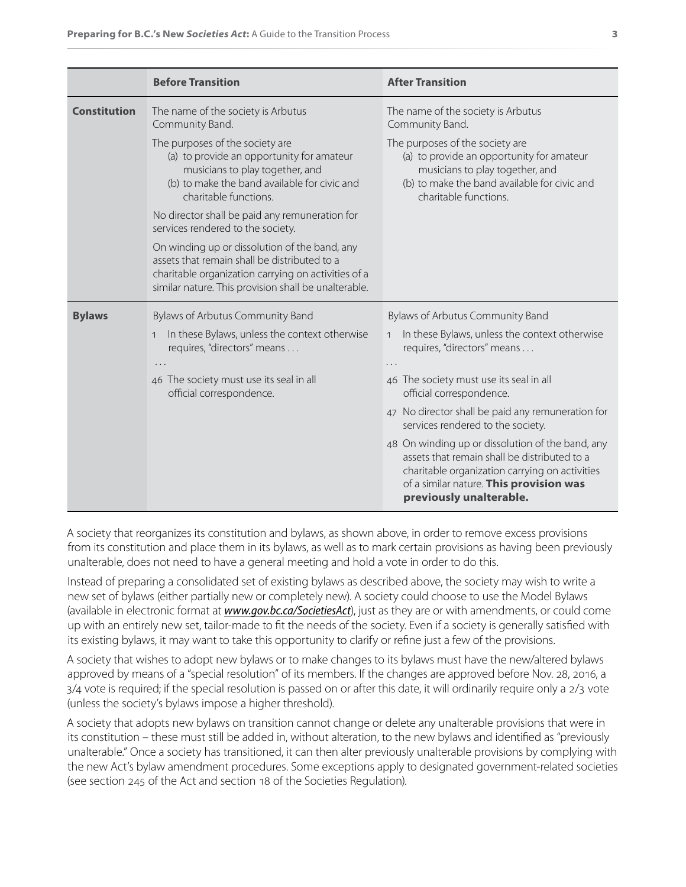| | Before Transition | After Transition |
|---|---|---|
| **Constitution** | The name of the society is Arbutus Community Band.<br><br>The purposes of the society are<br>(a) to provide an opportunity for amateur musicians to play together, and<br>(b) to make the band available for civic and charitable functions.<br><br>No director shall be paid any remuneration for services rendered to the society.<br><br>On winding up or dissolution of the band, any assets that remain shall be distributed to a charitable organization carrying on activities of a similar nature. This provision shall be unalterable. | The name of the society is Arbutus Community Band.<br><br>The purposes of the society are<br>(a) to provide an opportunity for amateur musicians to play together, and<br>(b) to make the band available for civic and charitable functions. |
| **Bylaws** | Bylaws of Arbutus Community Band<br><br>1 In these Bylaws, unless the context otherwise requires, "directors" means . . .<br><br>. . .<br><br>46 The society must use its seal in all official correspondence. | Bylaws of Arbutus Community Band<br><br>1 In these Bylaws, unless the context otherwise requires, "directors" means . . .<br><br>. . .<br><br>46 The society must use its seal in all official correspondence.<br><br>47 No director shall be paid any remuneration for services rendered to the society.<br><br>48 On winding up or dissolution of the band, any assets that remain shall be distributed to a charitable organization carrying on activities of a similar nature. **This provision was previously unalterable.** |

A society that reorganizes its constitution and bylaws, as shown above, in order to remove excess provisions from its constitution and place them in its bylaws, as well as to mark certain provisions as having been previously unalterable, does not need to have a general meeting and hold a vote in order to do this.

Instead of preparing a consolidated set of existing bylaws as described above, the society may wish to write a new set of bylaws (either partially new or completely new). A society could choose to use the Model Bylaws (available in electronic format at ***www.gov.bc.ca/SocietiesAct***), just as they are or with amendments, or could come up with an entirely new set, tailor-made to fit the needs of the society. Even if a society is generally satisfied with its existing bylaws, it may want to take this opportunity to clarify or refine just a few of the provisions.

A society that wishes to adopt new bylaws or to make changes to its bylaws must have the new/altered bylaws approved by means of a "special resolution" of its members. If the changes are approved before Nov. 28, 2016, a 3/4 vote is required; if the special resolution is passed on or after this date, it will ordinarily require only a 2/3 vote (unless the society's bylaws impose a higher threshold).

A society that adopts new bylaws on transition cannot change or delete any unalterable provisions that were in its constitution – these must still be added in, without alteration, to the new bylaws and identified as "previously unalterable." Once a society has transitioned, it can then alter previously unalterable provisions by complying with the new Act's bylaw amendment procedures. Some exceptions apply to designated government-related societies (see section 245 of the Act and section 18 of the Societies Regulation).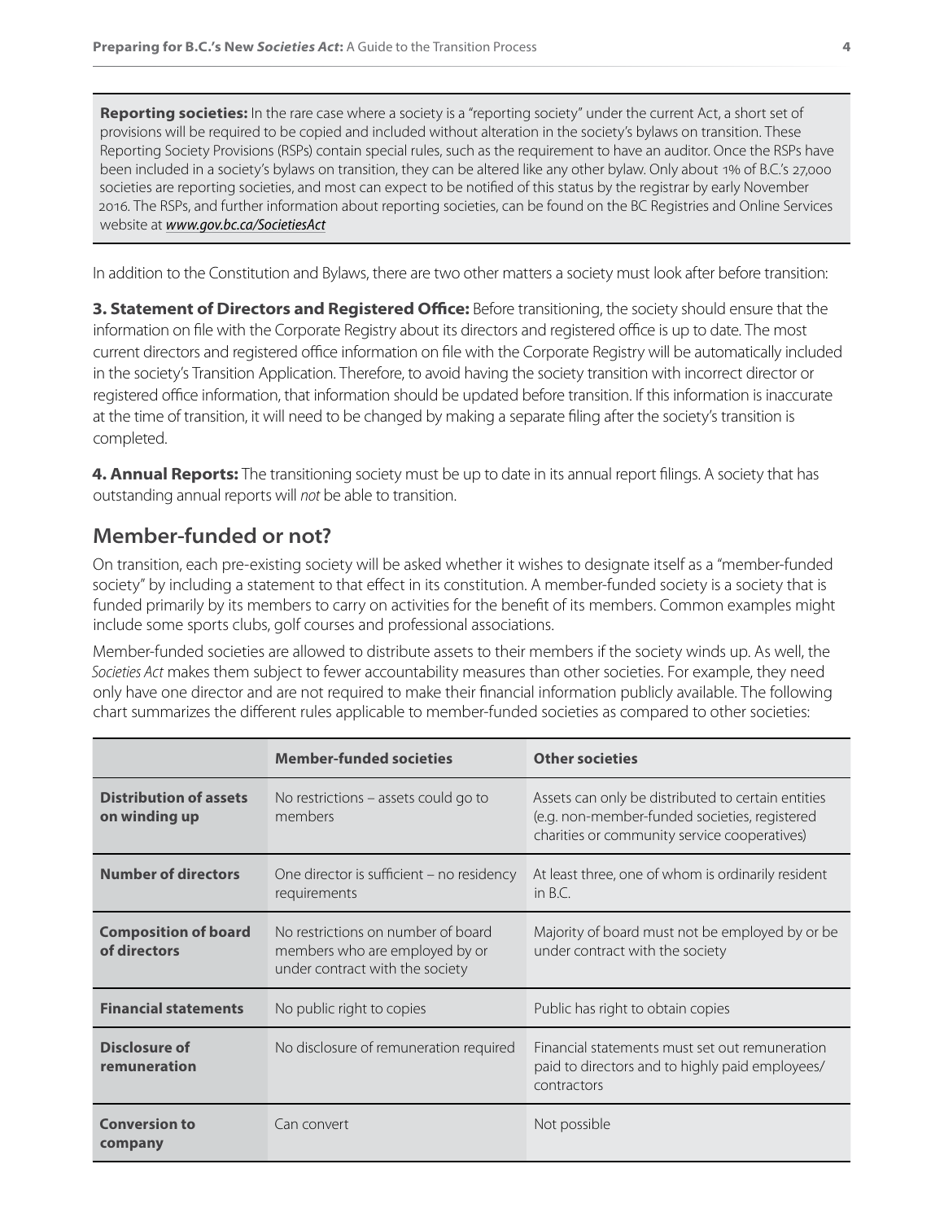**Reporting societies:** In the rare case where a society is a "reporting society" under the current Act, a short set of provisions will be required to be copied and included without alteration in the society's bylaws on transition. These Reporting Society Provisions (RSPs) contain special rules, such as the requirement to have an auditor. Once the RSPs have been included in a society's bylaws on transition, they can be altered like any other bylaw. Only about 1% of B.C.'s 27,000 societies are reporting societies, and most can expect to be notified of this status by the registrar by early November 2016. The RSPs, and further information about reporting societies, can be found on the BC Registries and Online Services website at ***www.gov.bc.ca/SocietiesAct***

In addition to the Constitution and Bylaws, there are two other matters a society must look after before transition:

**3. Statement of Directors and Registered Office:** Before transitioning, the society should ensure that the information on file with the Corporate Registry about its directors and registered office is up to date. The most current directors and registered office information on file with the Corporate Registry will be automatically included in the society's Transition Application. Therefore, to avoid having the society transition with incorrect director or registered office information, that information should be updated before transition. If this information is inaccurate at the time of transition, it will need to be changed by making a separate filing after the society's transition is completed.

**4. Annual Reports:** The transitioning society must be up to date in its annual report filings. A society that has outstanding annual reports will *not* be able to transition.

## Member-funded or not?

On transition, each pre-existing society will be asked whether it wishes to designate itself as a "member-funded society" by including a statement to that effect in its constitution. A member-funded society is a society that is funded primarily by its members to carry on activities for the benefit of its members. Common examples might include some sports clubs, golf courses and professional associations.

Member-funded societies are allowed to distribute assets to their members if the society winds up. As well, the *Societies Act* makes them subject to fewer accountability measures than other societies. For example, they need only have one director and are not required to make their financial information publicly available. The following chart summarizes the different rules applicable to member-funded societies as compared to other societies:

| | Member-funded societies | Other societies |
|---|---|---|
| **Distribution of assets on winding up** | No restrictions – assets could go to members | Assets can only be distributed to certain entities (e.g. non-member-funded societies, registered charities or community service cooperatives) |
| **Number of directors** | One director is sufficient – no residency requirements | At least three, one of whom is ordinarily resident in B.C. |
| **Composition of board of directors** | No restrictions on number of board members who are employed by or under contract with the society | Majority of board must not be employed by or be under contract with the society |
| **Financial statements** | No public right to copies | Public has right to obtain copies |
| **Disclosure of remuneration** | No disclosure of remuneration required | Financial statements must set out remuneration paid to directors and to highly paid employees/contractors |
| **Conversion to company** | Can convert | Not possible |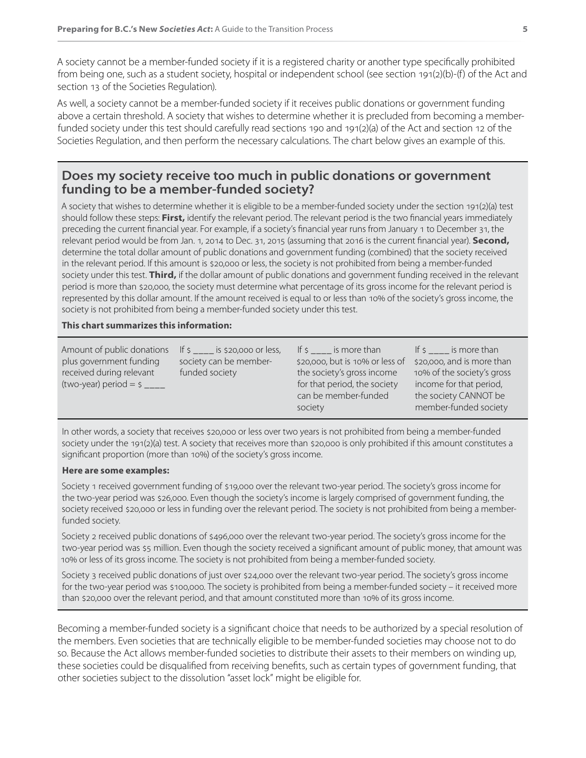A society cannot be a member-funded society if it is a registered charity or another type specifically prohibited from being one, such as a student society, hospital or independent school (see section 191(2)(b)-(f) of the Act and section 13 of the Societies Regulation).

As well, a society cannot be a member-funded society if it receives public donations or government funding above a certain threshold. A society that wishes to determine whether it is precluded from becoming a member-funded society under this test should carefully read sections 190 and 191(2)(a) of the Act and section 12 of the Societies Regulation, and then perform the necessary calculations. The chart below gives an example of this.

## Does my society receive too much in public donations or government funding to be a member-funded society?

A society that wishes to determine whether it is eligible to be a member-funded society under the section 191(2)(a) test should follow these steps: **First,** identify the relevant period. The relevant period is the two financial years immediately preceding the current financial year. For example, if a society's financial year runs from January 1 to December 31, the relevant period would be from Jan. 1, 2014 to Dec. 31, 2015 (assuming that 2016 is the current financial year). **Second,** determine the total dollar amount of public donations and government funding (combined) that the society received in the relevant period. If this amount is $20,000 or less, the society is not prohibited from being a member-funded society under this test. **Third,** if the dollar amount of public donations and government funding received in the relevant period is more than $20,000, the society must determine what percentage of its gross income for the relevant period is represented by this dollar amount. If the amount received is equal to or less than 10% of the society's gross income, the society is not prohibited from being a member-funded society under this test.

**This chart summarizes this information:**

| Amount of public donations plus government funding received during relevant (two-year) period = $ ____ | If $ ____ is $20,000 or less, society can be member-funded society | If $ ____ is more than $20,000, but is 10% or less of the society's gross income for that period, the society can be member-funded society | If $ ____ is more than $20,000, and is more than 10% of the society's gross income for that period, the society CANNOT be member-funded society |
|---|---|---|---|

In other words, a society that receives $20,000 or less over two years is not prohibited from being a member-funded society under the 191(2)(a) test. A society that receives more than $20,000 is only prohibited if this amount constitutes a significant proportion (more than 10%) of the society's gross income.

**Here are some examples:**

Society 1 received government funding of $19,000 over the relevant two-year period. The society's gross income for the two-year period was $26,000. Even though the society's income is largely comprised of government funding, the society received $20,000 or less in funding over the relevant period. The society is not prohibited from being a member-funded society.

Society 2 received public donations of $496,000 over the relevant two-year period. The society's gross income for the two-year period was $5 million. Even though the society received a significant amount of public money, that amount was 10% or less of its gross income. The society is not prohibited from being a member-funded society.

Society 3 received public donations of just over $24,000 over the relevant two-year period. The society's gross income for the two-year period was $100,000. The society is prohibited from being a member-funded society – it received more than $20,000 over the relevant period, and that amount constituted more than 10% of its gross income.

Becoming a member-funded society is a significant choice that needs to be authorized by a special resolution of the members. Even societies that are technically eligible to be member-funded societies may choose not to do so. Because the Act allows member-funded societies to distribute their assets to their members on winding up, these societies could be disqualified from receiving benefits, such as certain types of government funding, that other societies subject to the dissolution "asset lock" might be eligible for.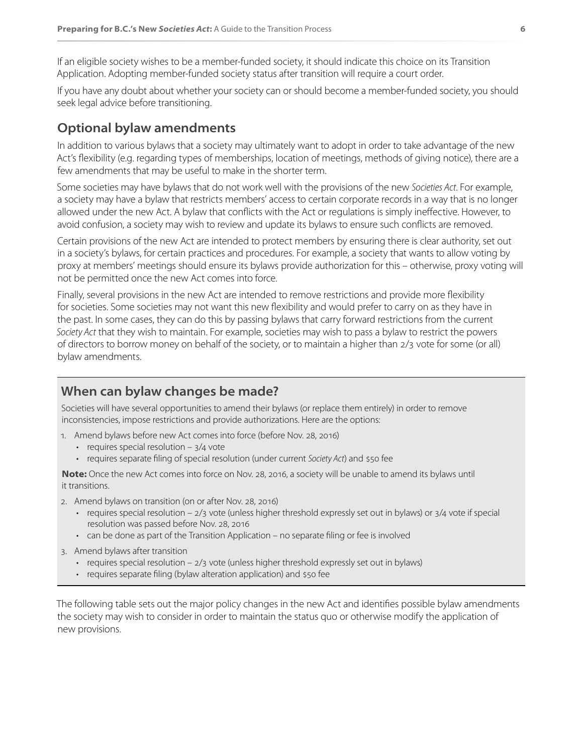If an eligible society wishes to be a member-funded society, it should indicate this choice on its Transition Application. Adopting member-funded society status after transition will require a court order.

If you have any doubt about whether your society can or should become a member-funded society, you should seek legal advice before transitioning.

## Optional bylaw amendments

In addition to various bylaws that a society may ultimately want to adopt in order to take advantage of the new Act's flexibility (e.g. regarding types of memberships, location of meetings, methods of giving notice), there are a few amendments that may be useful to make in the shorter term.

Some societies may have bylaws that do not work well with the provisions of the new *Societies Act*. For example, a society may have a bylaw that restricts members' access to certain corporate records in a way that is no longer allowed under the new Act. A bylaw that conflicts with the Act or regulations is simply ineffective. However, to avoid confusion, a society may wish to review and update its bylaws to ensure such conflicts are removed.

Certain provisions of the new Act are intended to protect members by ensuring there is clear authority, set out in a society's bylaws, for certain practices and procedures. For example, a society that wants to allow voting by proxy at members' meetings should ensure its bylaws provide authorization for this – otherwise, proxy voting will not be permitted once the new Act comes into force.

Finally, several provisions in the new Act are intended to remove restrictions and provide more flexibility for societies. Some societies may not want this new flexibility and would prefer to carry on as they have in the past. In some cases, they can do this by passing bylaws that carry forward restrictions from the current *Society Act* that they wish to maintain. For example, societies may wish to pass a bylaw to restrict the powers of directors to borrow money on behalf of the society, or to maintain a higher than 2/3 vote for some (or all) bylaw amendments.

### When can bylaw changes be made?

Societies will have several opportunities to amend their bylaws (or replace them entirely) in order to remove inconsistencies, impose restrictions and provide authorizations. Here are the options:

1. Amend bylaws before new Act comes into force (before Nov. 28, 2016)
   - requires special resolution – 3/4 vote
   - requires separate filing of special resolution (under current *Society Act*) and $50 fee

**Note:** Once the new Act comes into force on Nov. 28, 2016, a society will be unable to amend its bylaws until it transitions.

2. Amend bylaws on transition (on or after Nov. 28, 2016)
   - requires special resolution – 2/3 vote (unless higher threshold expressly set out in bylaws) or 3/4 vote if special resolution was passed before Nov. 28, 2016
   - can be done as part of the Transition Application – no separate filing or fee is involved
3. Amend bylaws after transition
   - requires special resolution – 2/3 vote (unless higher threshold expressly set out in bylaws)
   - requires separate filing (bylaw alteration application) and $50 fee

The following table sets out the major policy changes in the new Act and identifies possible bylaw amendments the society may wish to consider in order to maintain the status quo or otherwise modify the application of new provisions.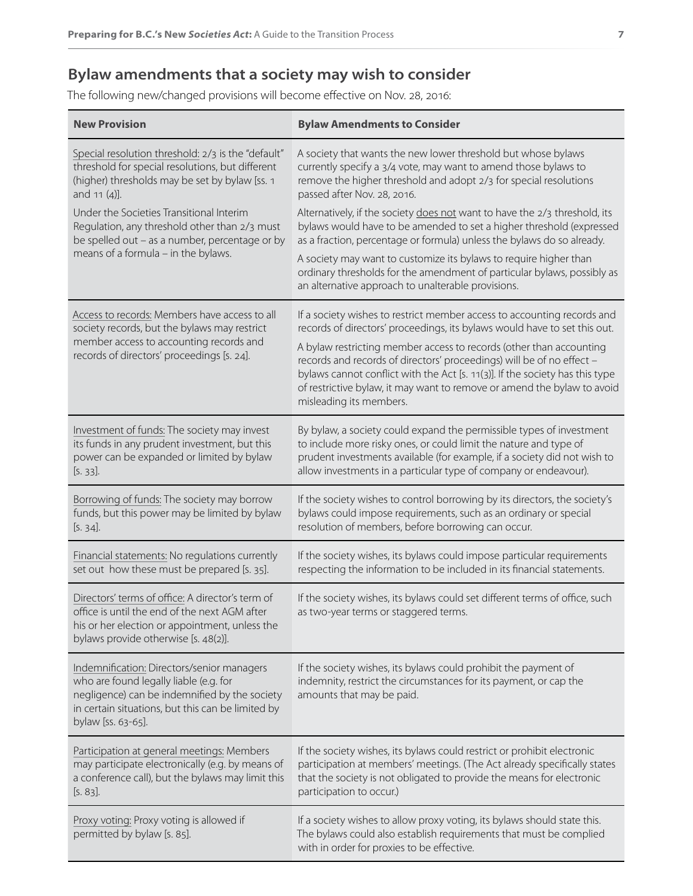## Bylaw amendments that a society may wish to consider

The following new/changed provisions will become effective on Nov. 28, 2016:

| New Provision | Bylaw Amendments to Consider |
|---|---|
| Special resolution threshold: 2/3 is the "default" threshold for special resolutions, but different (higher) thresholds may be set by bylaw [ss. 1 and 11 (4)].<br><br>Under the Societies Transitional Interim Regulation, any threshold other than 2/3 must be spelled out – as a number, percentage or by means of a formula – in the bylaws. | A society that wants the new lower threshold but whose bylaws currently specify a 3/4 vote, may want to amend those bylaws to remove the higher threshold and adopt 2/3 for special resolutions passed after Nov. 28, 2016.<br><br>Alternatively, if the society does not want to have the 2/3 threshold, its bylaws would have to be amended to set a higher threshold (expressed as a fraction, percentage or formula) unless the bylaws do so already.<br><br>A society may want to customize its bylaws to require higher than ordinary thresholds for the amendment of particular bylaws, possibly as an alternative approach to unalterable provisions. |
| Access to records: Members have access to all society records, but the bylaws may restrict member access to accounting records and records of directors' proceedings [s. 24]. | If a society wishes to restrict member access to accounting records and records of directors' proceedings, its bylaws would have to set this out.<br><br>A bylaw restricting member access to records (other than accounting records and records of directors' proceedings) will be of no effect – bylaws cannot conflict with the Act [s. 11(3)]. If the society has this type of restrictive bylaw, it may want to remove or amend the bylaw to avoid misleading its members. |
| Investment of funds: The society may invest its funds in any prudent investment, but this power can be expanded or limited by bylaw [s. 33]. | By bylaw, a society could expand the permissible types of investment to include more risky ones, or could limit the nature and type of prudent investments available (for example, if a society did not wish to allow investments in a particular type of company or endeavour). |
| Borrowing of funds: The society may borrow funds, but this power may be limited by bylaw [s. 34]. | If the society wishes to control borrowing by its directors, the society's bylaws could impose requirements, such as an ordinary or special resolution of members, before borrowing can occur. |
| Financial statements: No regulations currently set out how these must be prepared [s. 35]. | If the society wishes, its bylaws could impose particular requirements respecting the information to be included in its financial statements. |
| Directors' terms of office: A director's term of office is until the end of the next AGM after his or her election or appointment, unless the bylaws provide otherwise [s. 48(2)]. | If the society wishes, its bylaws could set different terms of office, such as two-year terms or staggered terms. |
| Indemnification: Directors/senior managers who are found legally liable (e.g. for negligence) can be indemnified by the society in certain situations, but this can be limited by bylaw [ss. 63-65]. | If the society wishes, its bylaws could prohibit the payment of indemnity, restrict the circumstances for its payment, or cap the amounts that may be paid. |
| Participation at general meetings: Members may participate electronically (e.g. by means of a conference call), but the bylaws may limit this [s. 83]. | If the society wishes, its bylaws could restrict or prohibit electronic participation at members' meetings. (The Act already specifically states that the society is not obligated to provide the means for electronic participation to occur.) |
| Proxy voting: Proxy voting is allowed if permitted by bylaw [s. 85]. | If a society wishes to allow proxy voting, its bylaws should state this. The bylaws could also establish requirements that must be complied with in order for proxies to be effective. |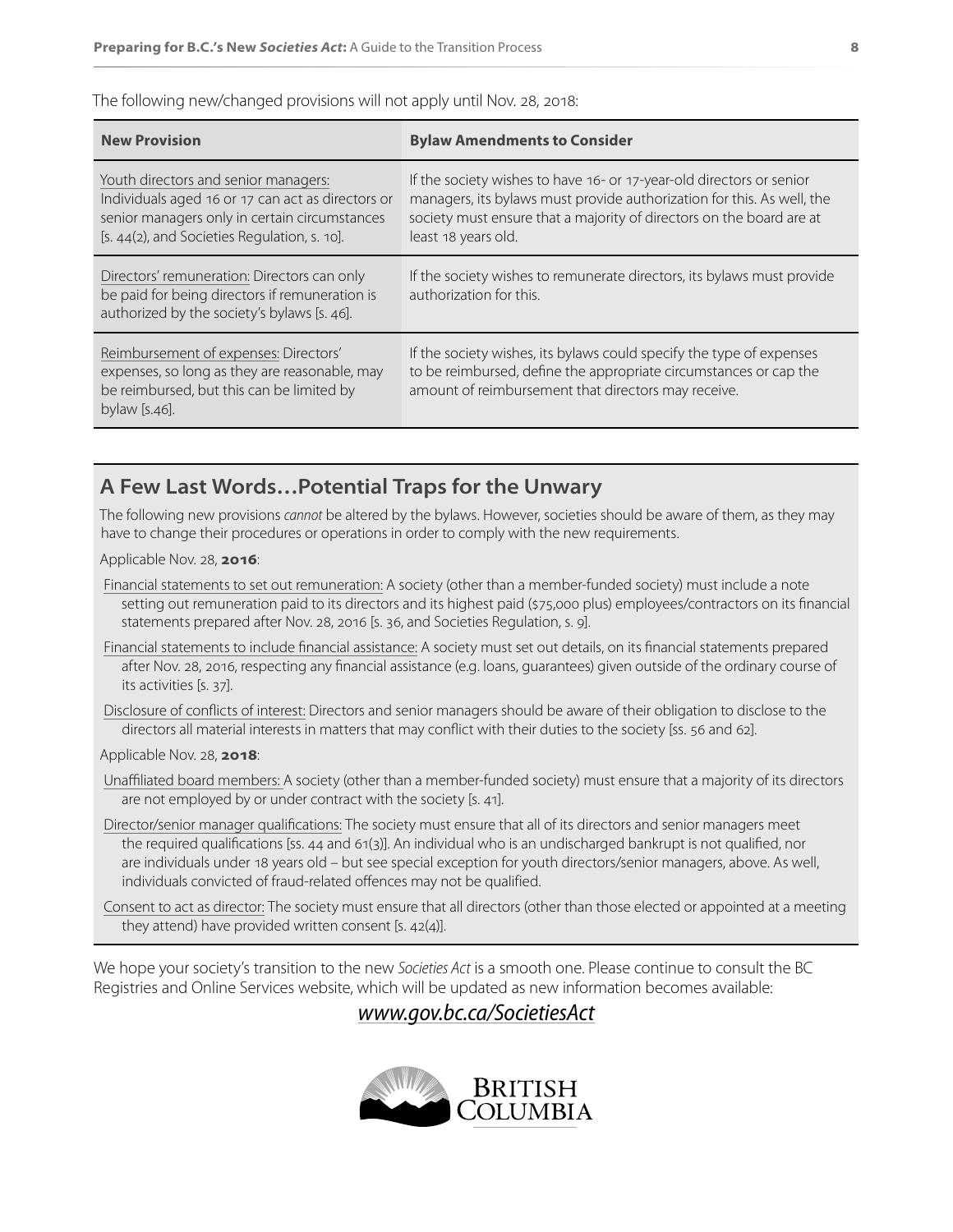The following new/changed provisions will not apply until Nov. 28, 2018:

| New Provision | Bylaw Amendments to Consider |
|---|---|
| Youth directors and senior managers: Individuals aged 16 or 17 can act as directors or senior managers only in certain circumstances [s. 44(2), and Societies Regulation, s. 10]. | If the society wishes to have 16- or 17-year-old directors or senior managers, its bylaws must provide authorization for this. As well, the society must ensure that a majority of directors on the board are at least 18 years old. |
| Directors' remuneration: Directors can only be paid for being directors if remuneration is authorized by the society's bylaws [s. 46]. | If the society wishes to remunerate directors, its bylaws must provide authorization for this. |
| Reimbursement of expenses: Directors' expenses, so long as they are reasonable, may be reimbursed, but this can be limited by bylaw [s.46]. | If the society wishes, its bylaws could specify the type of expenses to be reimbursed, define the appropriate circumstances or cap the amount of reimbursement that directors may receive. |

## A Few Last Words…Potential Traps for the Unwary

The following new provisions *cannot* be altered by the bylaws. However, societies should be aware of them, as they may have to change their procedures or operations in order to comply with the new requirements.

Applicable Nov. 28, **2016**:

Financial statements to set out remuneration: A society (other than a member-funded society) must include a note setting out remuneration paid to its directors and its highest paid ($75,000 plus) employees/contractors on its financial statements prepared after Nov. 28, 2016 [s. 36, and Societies Regulation, s. 9].

Financial statements to include financial assistance: A society must set out details, on its financial statements prepared after Nov. 28, 2016, respecting any financial assistance (e.g. loans, guarantees) given outside of the ordinary course of its activities [s. 37].

Disclosure of conflicts of interest: Directors and senior managers should be aware of their obligation to disclose to the directors all material interests in matters that may conflict with their duties to the society [ss. 56 and 62].

Applicable Nov. 28, **2018**:

Unaffiliated board members: A society (other than a member-funded society) must ensure that a majority of its directors are not employed by or under contract with the society [s. 41].

Director/senior manager qualifications: The society must ensure that all of its directors and senior managers meet the required qualifications [ss. 44 and 61(3)]. An individual who is an undischarged bankrupt is not qualified, nor are individuals under 18 years old – but see special exception for youth directors/senior managers, above. As well, individuals convicted of fraud-related offences may not be qualified.

Consent to act as director: The society must ensure that all directors (other than those elected or appointed at a meeting they attend) have provided written consent [s. 42(4)].

We hope your society's transition to the new *Societies Act* is a smooth one. Please continue to consult the BC Registries and Online Services website, which will be updated as new information becomes available:

*www.gov.bc.ca/SocietiesAct*

British Columbia